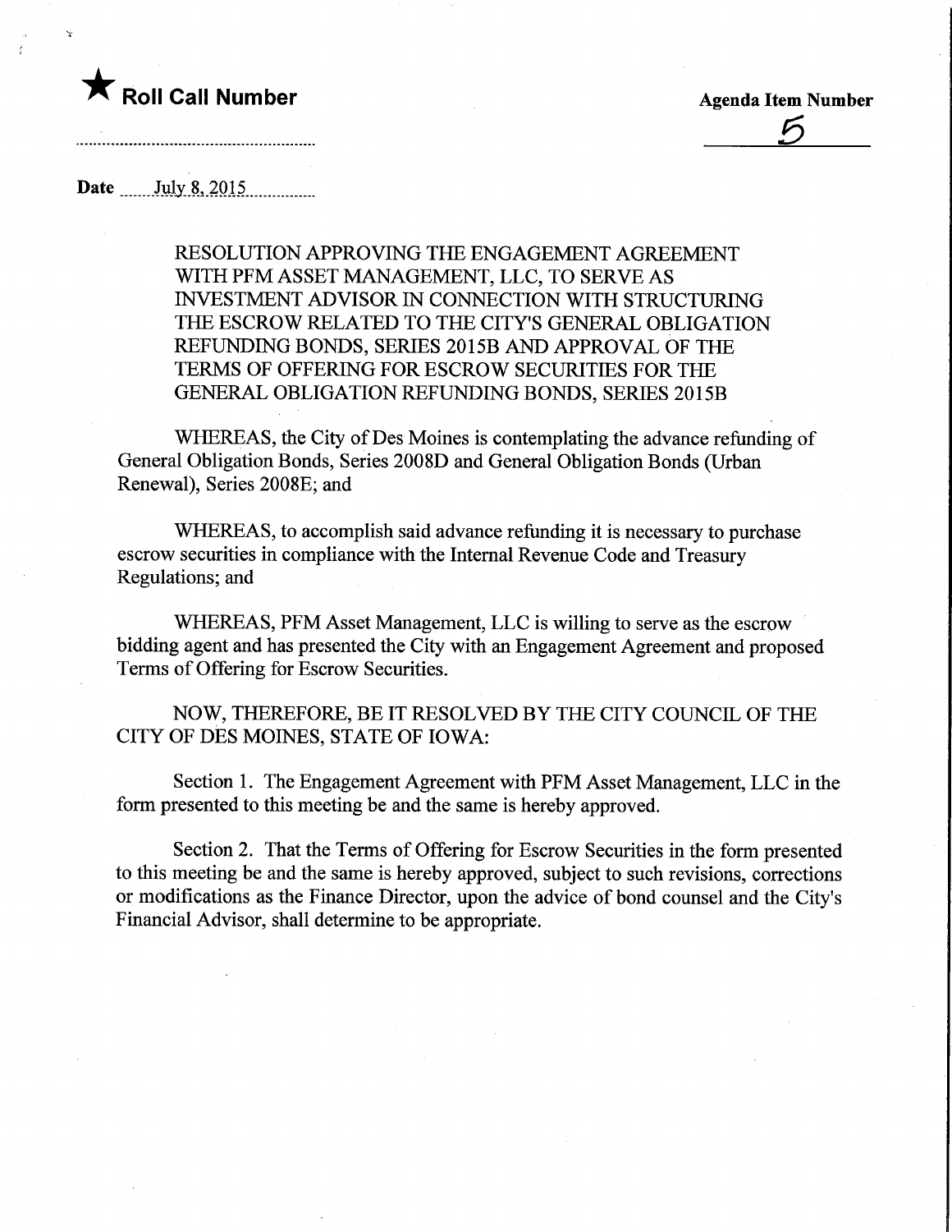★ **Roll Call Number**

**Agenda Item Number**

5

**Date** July 8, 2015

RESOLUTION APPROVING THE ENGAGEMENT AGREEMENT WITH PFM ASSET MANAGEMENT, LLC, TO SERVE AS INVESTMENT ADVISOR IN CONNECTION WITH STRUCTURING THE ESCROW RELATED TO THE CITY'S GENERAL OBLIGATION REFUNDING BONDS, SERIES 2015B AND APPROVAL OF THE TERMS OF OFFERING FOR ESCROW SECURITIES FOR THE GENERAL OBLIGATION REFUNDING BONDS, SERIES 2015B

WHEREAS, the City of Des Moines is contemplating the advance refunding of General Obligation Bonds, Series 2008D and General Obligation Bonds (Urban Renewal), Series 2008E; and

WHEREAS, to accomplish said advance refunding it is necessary to purchase escrow securities in compliance with the Internal Revenue Code and Treasury Regulations; and

WHEREAS, PFM Asset Management, LLC is willing to serve as the escrow bidding agent and has presented the City with an Engagement Agreement and proposed Terms of Offering for Escrow Securities.

NOW, THEREFORE, BE IT RESOLVED BY THE CITY COUNCIL OF THE CITY OF DES MOINES, STATE OF IOWA:

Section 1. The Engagement Agreement with PFM Asset Management, LLC in the form presented to this meeting be and the same is hereby approved.

Section 2. That the Terms of Offering for Escrow Securities in the form presented to this meeting be and the same is hereby approved, subject to such revisions, corrections or modifications as the Finance Director, upon the advice of bond counsel and the City's Financial Advisor, shall determine to be appropriate.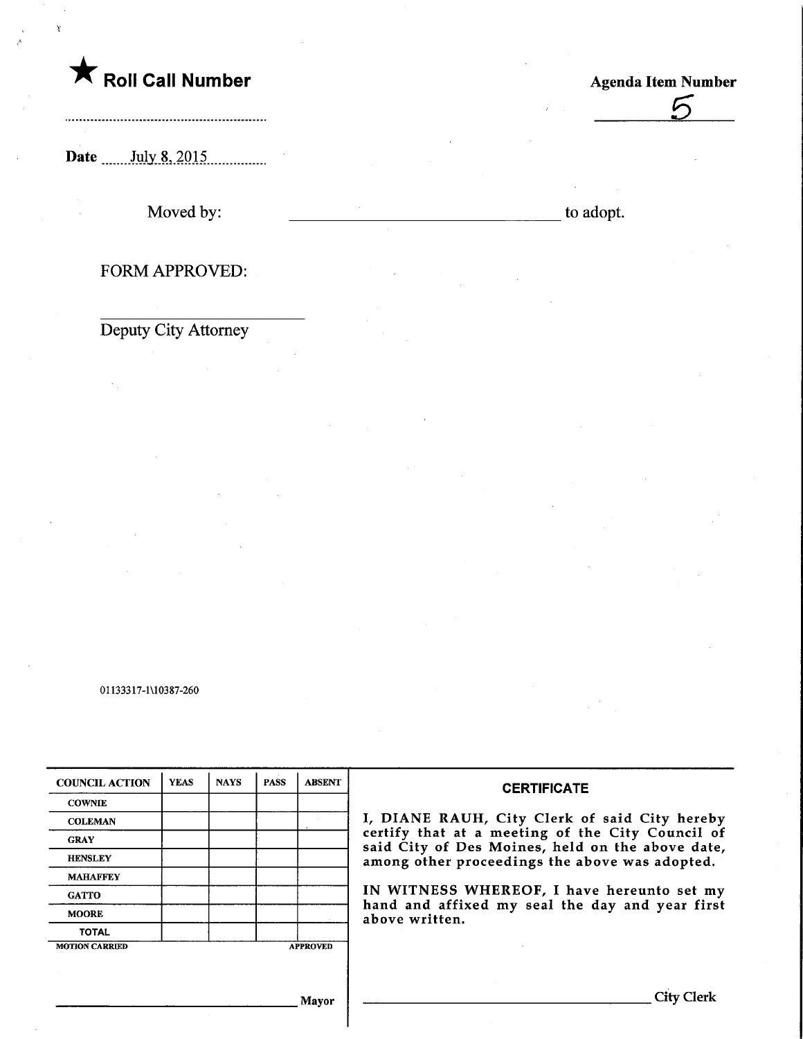★ **Roll Call Number**

**Agenda Item Number**

5

**Date** July 8, 2015

Moved by: ________________________________ to adopt.

FORM APPROVED:

________________________
Deputy City Attorney

01133317-1\10387-260

| COUNCIL ACTION | YEAS | NAYS | PASS | ABSENT |
|---|---|---|---|---|
| COWNIE | | | | |
| COLEMAN | | | | |
| GRAY | | | | |
| HENSLEY | | | | |
| MAHAFFEY | | | | |
| GATTO | | | | |
| MOORE | | | | |
| TOTAL | | | | |

MOTION CARRIED APPROVED

________________________________ Mayor

**CERTIFICATE**

I, DIANE RAUH, City Clerk of said City hereby certify that at a meeting of the City Council of said City of Des Moines, held on the above date, among other proceedings the above was adopted.

IN WITNESS WHEREOF, I have hereunto set my hand and affixed my seal the day and year first above written.

________________________________ City Clerk